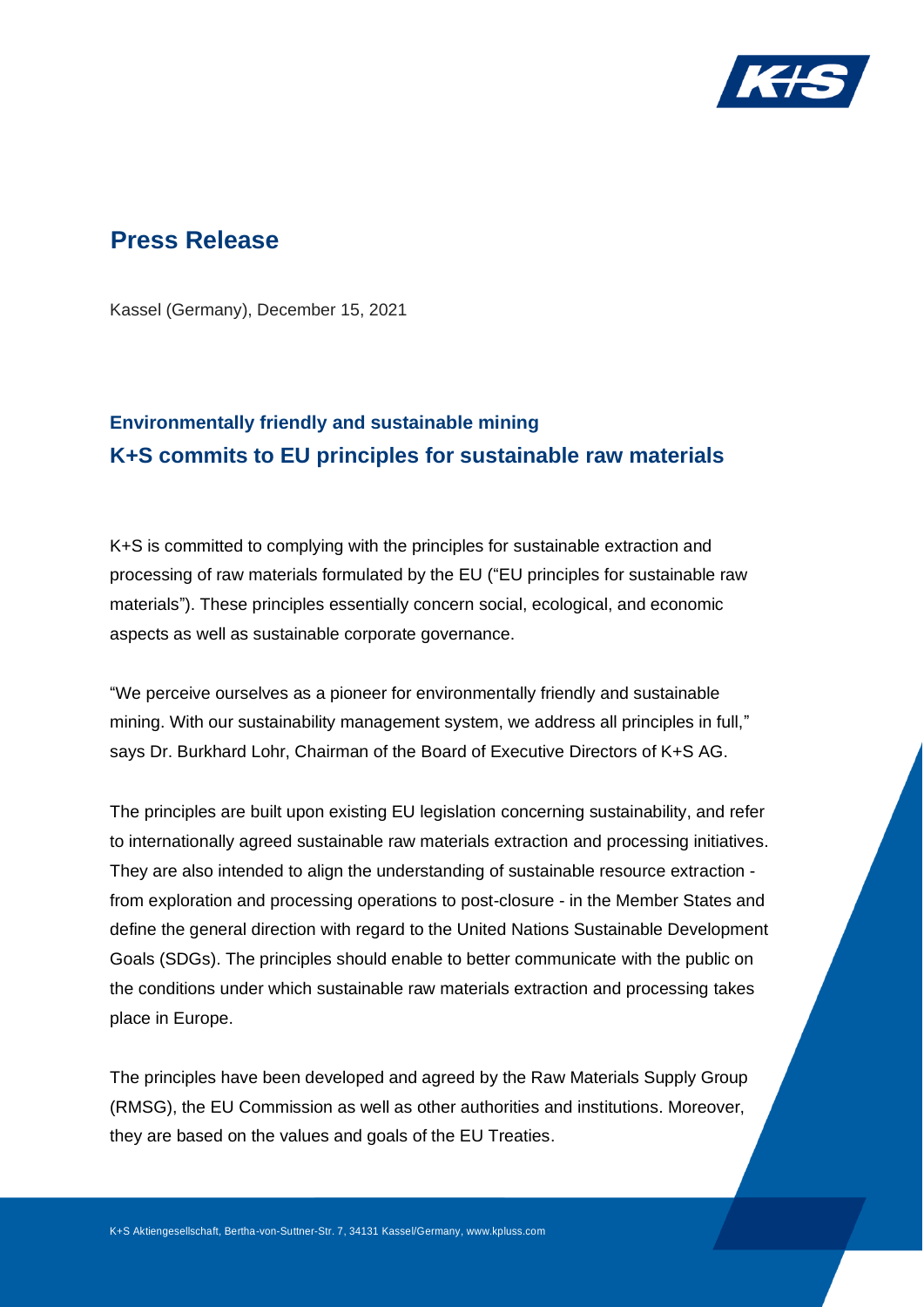# Press Release

Kassel (Germany), December 15, 2021

## Environmentally friendly and sustainable mining
## K+S commits to EU principles for sustainable raw materials

K+S is committed to complying with the principles for sustainable extraction and processing of raw materials formulated by the EU ("EU principles for sustainable raw materials"). These principles essentially concern social, ecological, and economic aspects as well as sustainable corporate governance.

"We perceive ourselves as a pioneer for environmentally friendly and sustainable mining. With our sustainability management system, we address all principles in full," says Dr. Burkhard Lohr, Chairman of the Board of Executive Directors of K+S AG.

The principles are built upon existing EU legislation concerning sustainability, and refer to internationally agreed sustainable raw materials extraction and processing initiatives. They are also intended to align the understanding of sustainable resource extraction - from exploration and processing operations to post-closure - in the Member States and define the general direction with regard to the United Nations Sustainable Development Goals (SDGs). The principles should enable to better communicate with the public on the conditions under which sustainable raw materials extraction and processing takes place in Europe.

The principles have been developed and agreed by the Raw Materials Supply Group (RMSG), the EU Commission as well as other authorities and institutions. Moreover, they are based on the values and goals of the EU Treaties.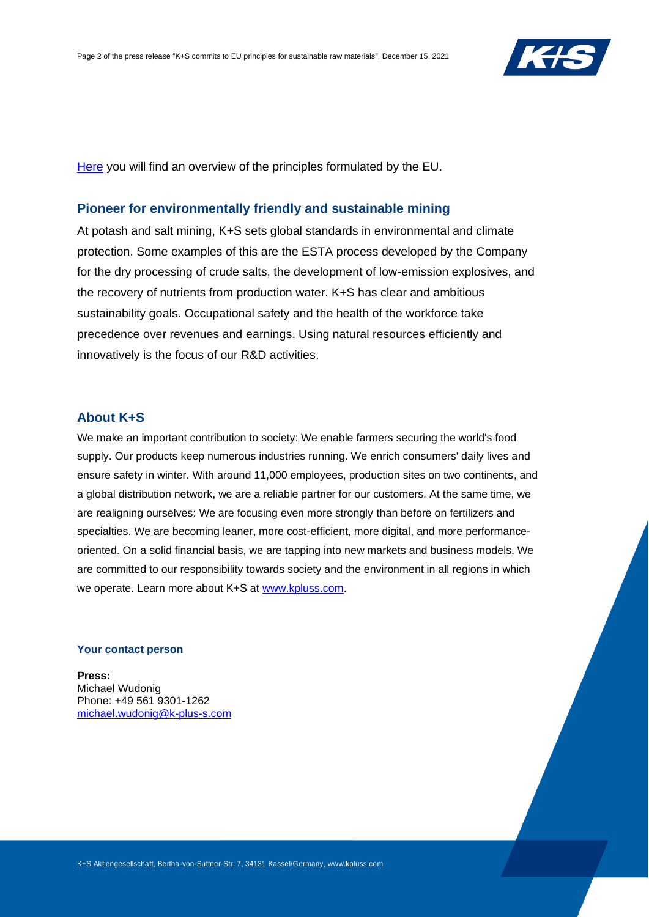Here you will find an overview of the principles formulated by the EU.

## Pioneer for environmentally friendly and sustainable mining

At potash and salt mining, K+S sets global standards in environmental and climate protection. Some examples of this are the ESTA process developed by the Company for the dry processing of crude salts, the development of low-emission explosives, and the recovery of nutrients from production water. K+S has clear and ambitious sustainability goals. Occupational safety and the health of the workforce take precedence over revenues and earnings. Using natural resources efficiently and innovatively is the focus of our R&D activities.

## About K+S

We make an important contribution to society: We enable farmers securing the world's food supply. Our products keep numerous industries running. We enrich consumers' daily lives and ensure safety in winter. With around 11,000 employees, production sites on two continents, and a global distribution network, we are a reliable partner for our customers. At the same time, we are realigning ourselves: We are focusing even more strongly than before on fertilizers and specialties. We are becoming leaner, more cost-efficient, more digital, and more performance-oriented. On a solid financial basis, we are tapping into new markets and business models. We are committed to our responsibility towards society and the environment in all regions in which we operate. Learn more about K+S at www.kpluss.com.

### Your contact person

**Press:**
Michael Wudonig
Phone: +49 561 9301-1262
michael.wudonig@k-plus-s.com

K+S Aktiengesellschaft, Bertha-von-Suttner-Str. 7, 34131 Kassel/Germany, www.kpluss.com